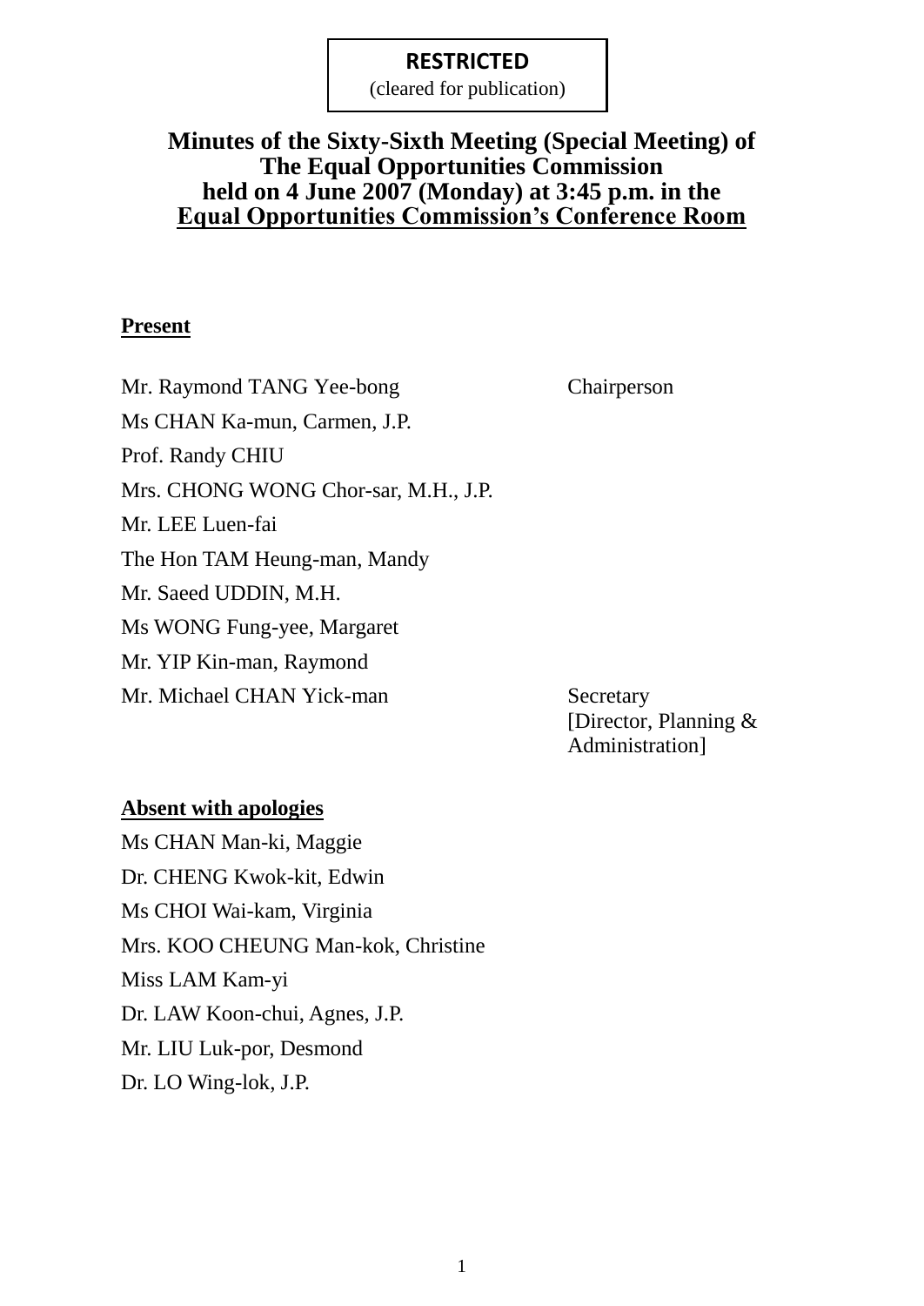**RESTRICTED**
(cleared for publication)

# Minutes of the Sixty-Sixth Meeting (Special Meeting) of The Equal Opportunities Commission held on 4 June 2007 (Monday) at 3:45 p.m. in the Equal Opportunities Commission's Conference Room

## Present

| | |
|---|---|
| Mr. Raymond TANG Yee-bong | Chairperson |
| Ms CHAN Ka-mun, Carmen, J.P. | |
| Prof. Randy CHIU | |
| Mrs. CHONG WONG Chor-sar, M.H., J.P. | |
| Mr. LEE Luen-fai | |
| The Hon TAM Heung-man, Mandy | |
| Mr. Saeed UDDIN, M.H. | |
| Ms WONG Fung-yee, Margaret | |
| Mr. YIP Kin-man, Raymond | |
| Mr. Michael CHAN Yick-man | Secretary [Director, Planning & Administration] |

## Absent with apologies

Ms CHAN Man-ki, Maggie
Dr. CHENG Kwok-kit, Edwin
Ms CHOI Wai-kam, Virginia
Mrs. KOO CHEUNG Man-kok, Christine
Miss LAM Kam-yi
Dr. LAW Koon-chui, Agnes, J.P.
Mr. LIU Luk-por, Desmond
Dr. LO Wing-lok, J.P.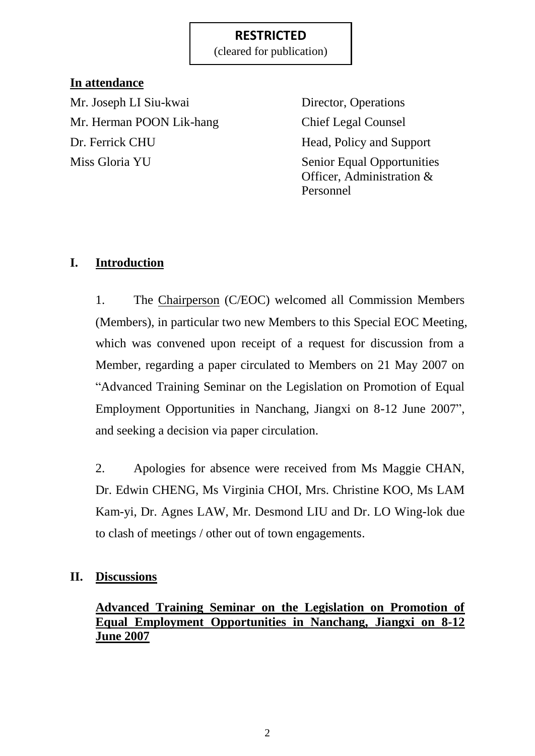**RESTRICTED**
(cleared for publication)

**In attendance**

| | |
|---|---|
| Mr. Joseph LI Siu-kwai | Director, Operations |
| Mr. Herman POON Lik-hang | Chief Legal Counsel |
| Dr. Ferrick CHU | Head, Policy and Support |
| Miss Gloria YU | Senior Equal Opportunities Officer, Administration & Personnel |

## I. Introduction

1. The Chairperson (C/EOC) welcomed all Commission Members (Members), in particular two new Members to this Special EOC Meeting, which was convened upon receipt of a request for discussion from a Member, regarding a paper circulated to Members on 21 May 2007 on "Advanced Training Seminar on the Legislation on Promotion of Equal Employment Opportunities in Nanchang, Jiangxi on 8-12 June 2007", and seeking a decision via paper circulation.

2. Apologies for absence were received from Ms Maggie CHAN, Dr. Edwin CHENG, Ms Virginia CHOI, Mrs. Christine KOO, Ms LAM Kam-yi, Dr. Agnes LAW, Mr. Desmond LIU and Dr. LO Wing-lok due to clash of meetings / other out of town engagements.

## II. Discussions

**Advanced Training Seminar on the Legislation on Promotion of Equal Employment Opportunities in Nanchang, Jiangxi on 8-12 June 2007**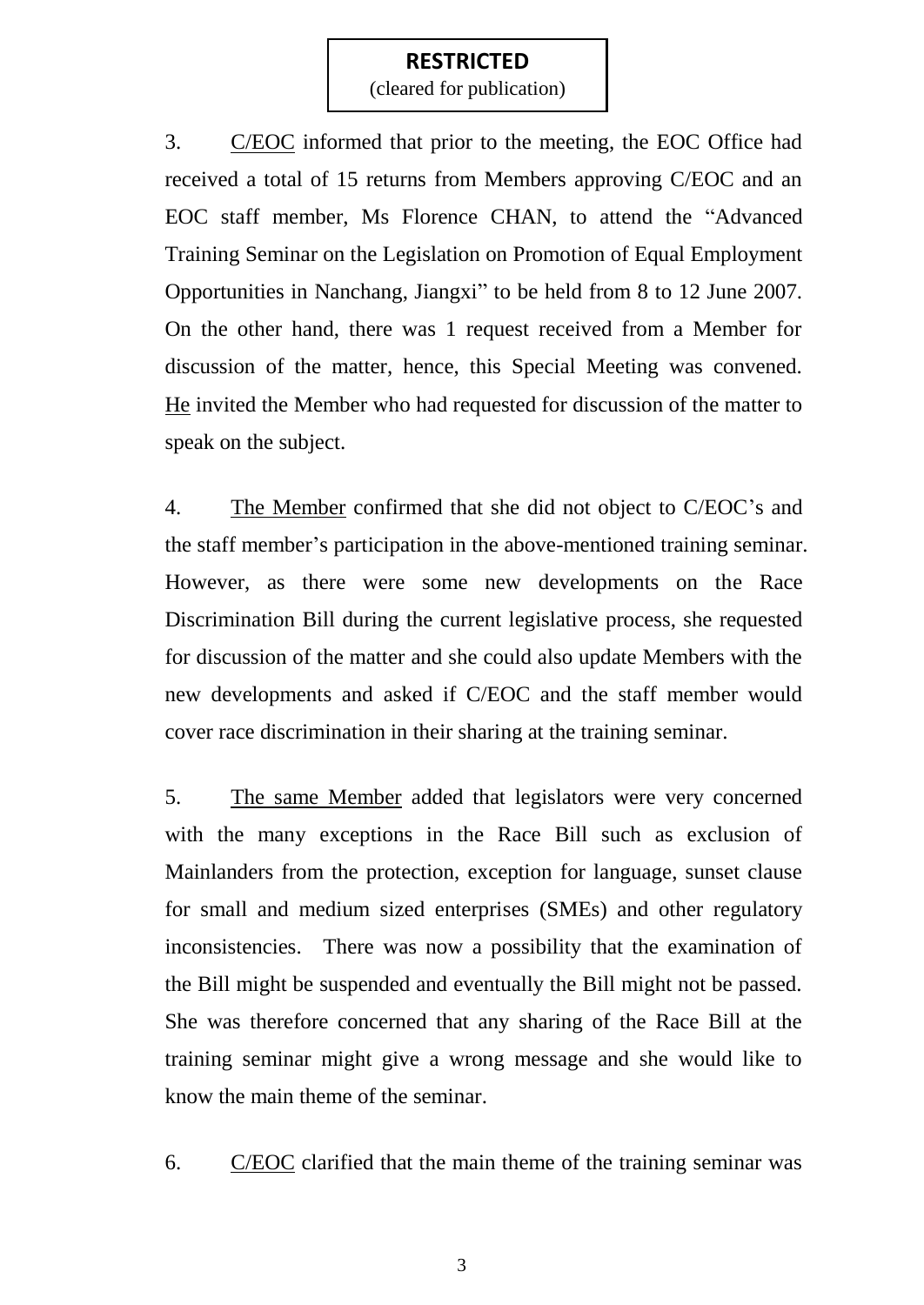**RESTRICTED**
(cleared for publication)

3. <u>C/EOC</u> informed that prior to the meeting, the EOC Office had received a total of 15 returns from Members approving C/EOC and an EOC staff member, Ms Florence CHAN, to attend the "Advanced Training Seminar on the Legislation on Promotion of Equal Employment Opportunities in Nanchang, Jiangxi" to be held from 8 to 12 June 2007. On the other hand, there was 1 request received from a Member for discussion of the matter, hence, this Special Meeting was convened. <u>He</u> invited the Member who had requested for discussion of the matter to speak on the subject.

4. <u>The Member</u> confirmed that she did not object to C/EOC's and the staff member's participation in the above-mentioned training seminar. However, as there were some new developments on the Race Discrimination Bill during the current legislative process, she requested for discussion of the matter and she could also update Members with the new developments and asked if C/EOC and the staff member would cover race discrimination in their sharing at the training seminar.

5. <u>The same Member</u> added that legislators were very concerned with the many exceptions in the Race Bill such as exclusion of Mainlanders from the protection, exception for language, sunset clause for small and medium sized enterprises (SMEs) and other regulatory inconsistencies. There was now a possibility that the examination of the Bill might be suspended and eventually the Bill might not be passed. She was therefore concerned that any sharing of the Race Bill at the training seminar might give a wrong message and she would like to know the main theme of the seminar.

6. <u>C/EOC</u> clarified that the main theme of the training seminar was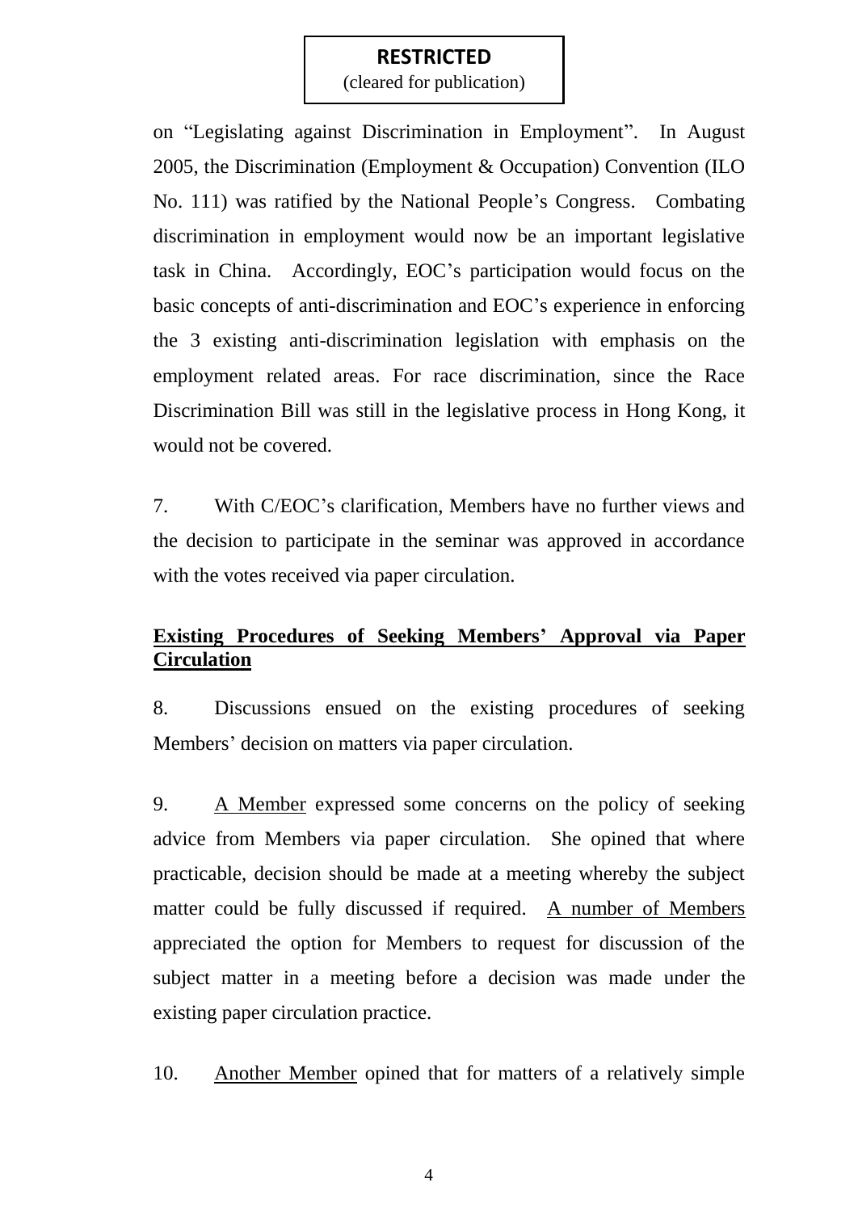on "Legislating against Discrimination in Employment". In August 2005, the Discrimination (Employment & Occupation) Convention (ILO No. 111) was ratified by the National People's Congress. Combating discrimination in employment would now be an important legislative task in China. Accordingly, EOC's participation would focus on the basic concepts of anti-discrimination and EOC's experience in enforcing the 3 existing anti-discrimination legislation with emphasis on the employment related areas. For race discrimination, since the Race Discrimination Bill was still in the legislative process in Hong Kong, it would not be covered.

7. With C/EOC's clarification, Members have no further views and the decision to participate in the seminar was approved in accordance with the votes received via paper circulation.

**Existing Procedures of Seeking Members' Approval via Paper Circulation**

8. Discussions ensued on the existing procedures of seeking Members' decision on matters via paper circulation.

9. A Member expressed some concerns on the policy of seeking advice from Members via paper circulation. She opined that where practicable, decision should be made at a meeting whereby the subject matter could be fully discussed if required. A number of Members appreciated the option for Members to request for discussion of the subject matter in a meeting before a decision was made under the existing paper circulation practice.

10. Another Member opined that for matters of a relatively simple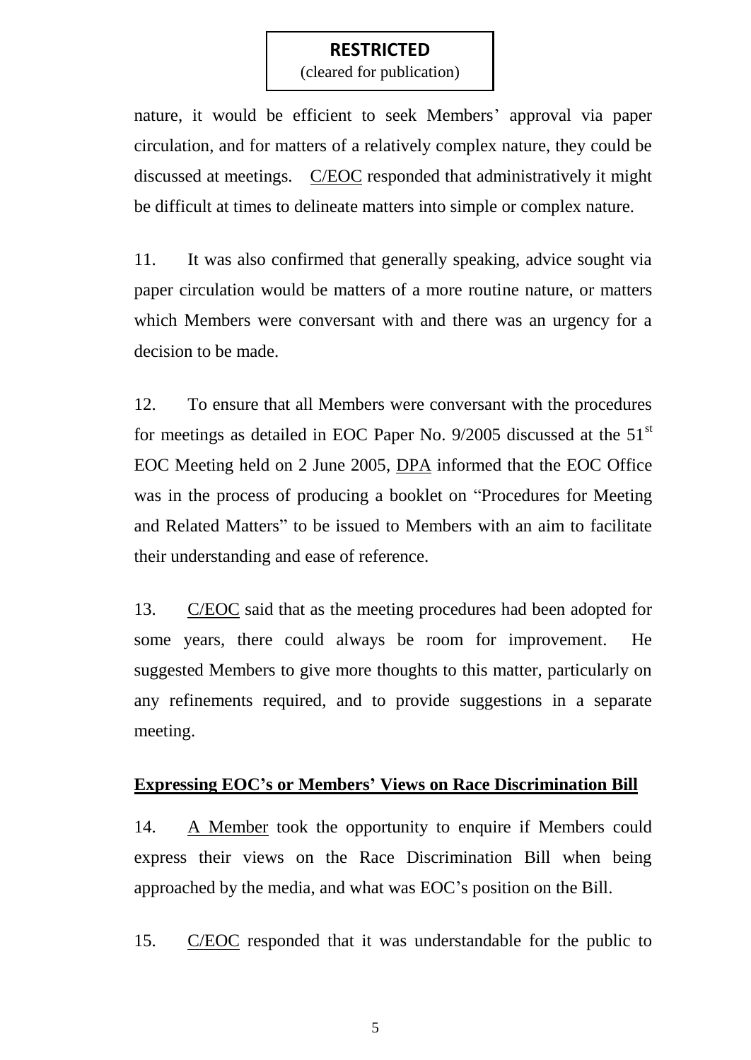nature, it would be efficient to seek Members' approval via paper circulation, and for matters of a relatively complex nature, they could be discussed at meetings. C/EOC responded that administratively it might be difficult at times to delineate matters into simple or complex nature.

11. It was also confirmed that generally speaking, advice sought via paper circulation would be matters of a more routine nature, or matters which Members were conversant with and there was an urgency for a decision to be made.

12. To ensure that all Members were conversant with the procedures for meetings as detailed in EOC Paper No. 9/2005 discussed at the 51st EOC Meeting held on 2 June 2005, DPA informed that the EOC Office was in the process of producing a booklet on "Procedures for Meeting and Related Matters" to be issued to Members with an aim to facilitate their understanding and ease of reference.

13. C/EOC said that as the meeting procedures had been adopted for some years, there could always be room for improvement. He suggested Members to give more thoughts to this matter, particularly on any refinements required, and to provide suggestions in a separate meeting.

**Expressing EOC's or Members' Views on Race Discrimination Bill**

14. A Member took the opportunity to enquire if Members could express their views on the Race Discrimination Bill when being approached by the media, and what was EOC's position on the Bill.

15. C/EOC responded that it was understandable for the public to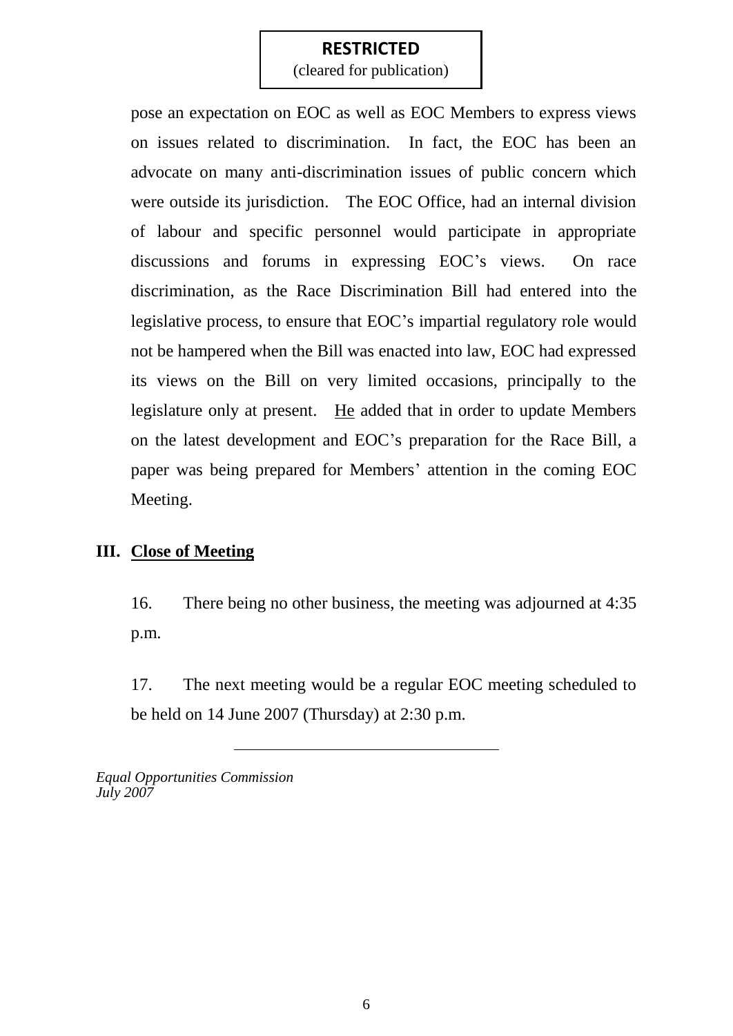**RESTRICTED**
(cleared for publication)

pose an expectation on EOC as well as EOC Members to express views on issues related to discrimination. In fact, the EOC has been an advocate on many anti-discrimination issues of public concern which were outside its jurisdiction. The EOC Office, had an internal division of labour and specific personnel would participate in appropriate discussions and forums in expressing EOC's views. On race discrimination, as the Race Discrimination Bill had entered into the legislative process, to ensure that EOC's impartial regulatory role would not be hampered when the Bill was enacted into law, EOC had expressed its views on the Bill on very limited occasions, principally to the legislature only at present. He added that in order to update Members on the latest development and EOC's preparation for the Race Bill, a paper was being prepared for Members' attention in the coming EOC Meeting.

## III. Close of Meeting

16. There being no other business, the meeting was adjourned at 4:35 p.m.

17. The next meeting would be a regular EOC meeting scheduled to be held on 14 June 2007 (Thursday) at 2:30 p.m.

---

*Equal Opportunities Commission*
*July 2007*